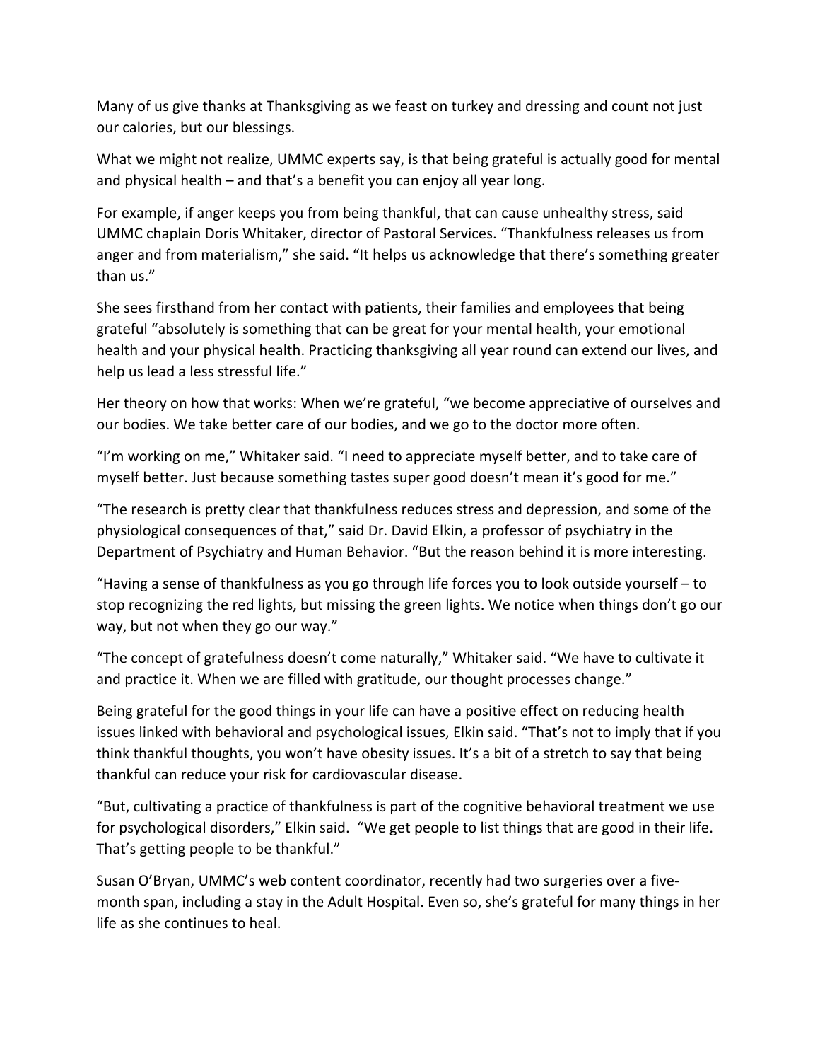Many of us give thanks at Thanksgiving as we feast on turkey and dressing and count not just our calories, but our blessings.

What we might not realize, UMMC experts say, is that being grateful is actually good for mental and physical health – and that's a benefit you can enjoy all year long.

For example, if anger keeps you from being thankful, that can cause unhealthy stress, said UMMC chaplain Doris Whitaker, director of Pastoral Services. "Thankfulness releases us from anger and from materialism," she said. "It helps us acknowledge that there's something greater than us."

She sees firsthand from her contact with patients, their families and employees that being grateful "absolutely is something that can be great for your mental health, your emotional health and your physical health. Practicing thanksgiving all year round can extend our lives, and help us lead a less stressful life."

Her theory on how that works: When we're grateful, "we become appreciative of ourselves and our bodies. We take better care of our bodies, and we go to the doctor more often.

"I'm working on me," Whitaker said. "I need to appreciate myself better, and to take care of myself better. Just because something tastes super good doesn't mean it's good for me."

"The research is pretty clear that thankfulness reduces stress and depression, and some of the physiological consequences of that," said Dr. David Elkin, a professor of psychiatry in the Department of Psychiatry and Human Behavior. "But the reason behind it is more interesting.

"Having a sense of thankfulness as you go through life forces you to look outside yourself – to stop recognizing the red lights, but missing the green lights. We notice when things don't go our way, but not when they go our way."

"The concept of gratefulness doesn't come naturally," Whitaker said. "We have to cultivate it and practice it. When we are filled with gratitude, our thought processes change."

Being grateful for the good things in your life can have a positive effect on reducing health issues linked with behavioral and psychological issues, Elkin said. "That's not to imply that if you think thankful thoughts, you won't have obesity issues. It's a bit of a stretch to say that being thankful can reduce your risk for cardiovascular disease.

"But, cultivating a practice of thankfulness is part of the cognitive behavioral treatment we use for psychological disorders," Elkin said. "We get people to list things that are good in their life. That's getting people to be thankful."

Susan O'Bryan, UMMC's web content coordinator, recently had two surgeries over a five-month span, including a stay in the Adult Hospital. Even so, she's grateful for many things in her life as she continues to heal.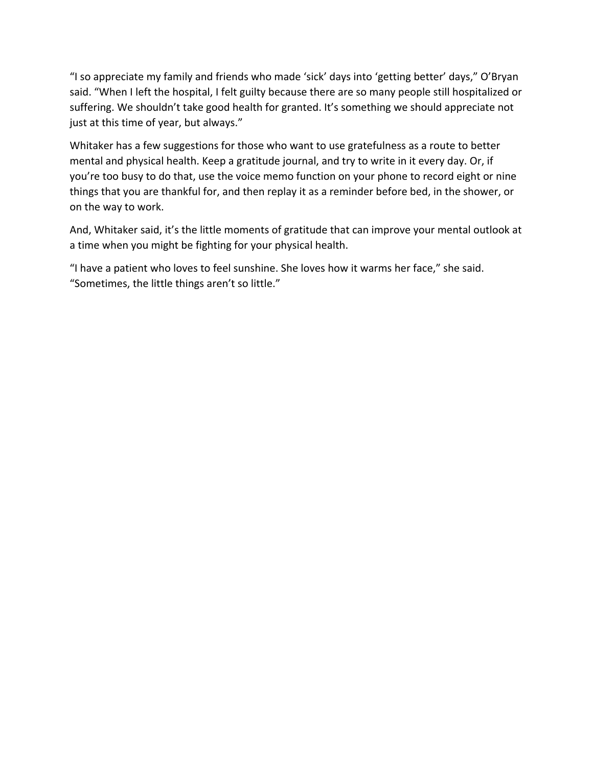"I so appreciate my family and friends who made 'sick' days into 'getting better' days," O'Bryan said. "When I left the hospital, I felt guilty because there are so many people still hospitalized or suffering. We shouldn't take good health for granted. It's something we should appreciate not just at this time of year, but always."

Whitaker has a few suggestions for those who want to use gratefulness as a route to better mental and physical health. Keep a gratitude journal, and try to write in it every day. Or, if you're too busy to do that, use the voice memo function on your phone to record eight or nine things that you are thankful for, and then replay it as a reminder before bed, in the shower, or on the way to work.

And, Whitaker said, it's the little moments of gratitude that can improve your mental outlook at a time when you might be fighting for your physical health.

"I have a patient who loves to feel sunshine. She loves how it warms her face," she said. "Sometimes, the little things aren't so little."